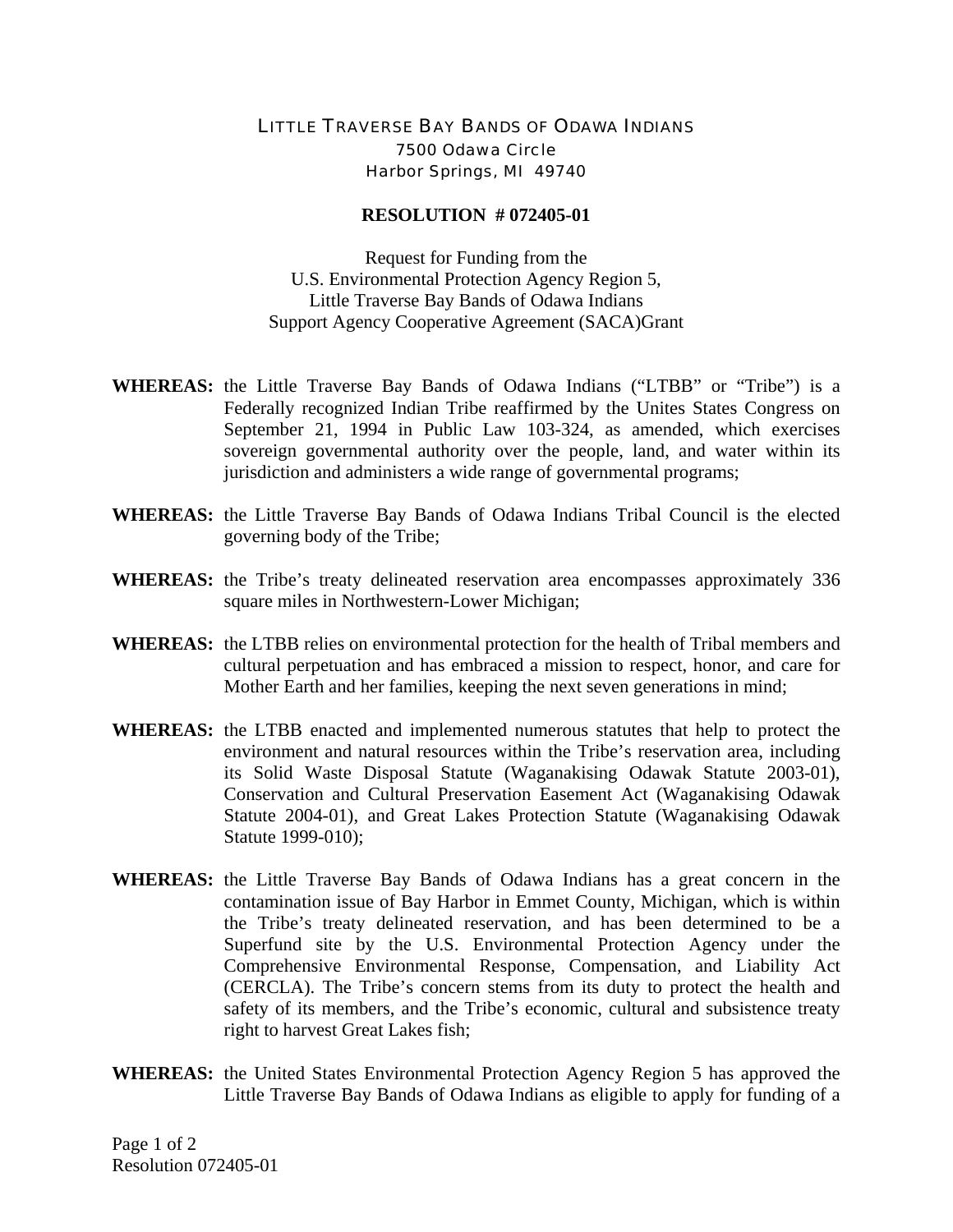LITTLE TRAVERSE BAY BANDS OF ODAWA INDIANS
7500 Odawa Circle
Harbor Springs, MI 49740

**RESOLUTION # 072405-01**

Request for Funding from the
U.S. Environmental Protection Agency Region 5,
Little Traverse Bay Bands of Odawa Indians
Support Agency Cooperative Agreement (SACA)Grant

**WHEREAS:** the Little Traverse Bay Bands of Odawa Indians ("LTBB" or "Tribe") is a Federally recognized Indian Tribe reaffirmed by the Unites States Congress on September 21, 1994 in Public Law 103-324, as amended, which exercises sovereign governmental authority over the people, land, and water within its jurisdiction and administers a wide range of governmental programs;

**WHEREAS:** the Little Traverse Bay Bands of Odawa Indians Tribal Council is the elected governing body of the Tribe;

**WHEREAS:** the Tribe's treaty delineated reservation area encompasses approximately 336 square miles in Northwestern-Lower Michigan;

**WHEREAS:** the LTBB relies on environmental protection for the health of Tribal members and cultural perpetuation and has embraced a mission to respect, honor, and care for Mother Earth and her families, keeping the next seven generations in mind;

**WHEREAS:** the LTBB enacted and implemented numerous statutes that help to protect the environment and natural resources within the Tribe's reservation area, including its Solid Waste Disposal Statute (Waganakising Odawak Statute 2003-01), Conservation and Cultural Preservation Easement Act (Waganakising Odawak Statute 2004-01), and Great Lakes Protection Statute (Waganakising Odawak Statute 1999-010);

**WHEREAS:** the Little Traverse Bay Bands of Odawa Indians has a great concern in the contamination issue of Bay Harbor in Emmet County, Michigan, which is within the Tribe's treaty delineated reservation, and has been determined to be a Superfund site by the U.S. Environmental Protection Agency under the Comprehensive Environmental Response, Compensation, and Liability Act (CERCLA). The Tribe's concern stems from its duty to protect the health and safety of its members, and the Tribe's economic, cultural and subsistence treaty right to harvest Great Lakes fish;

**WHEREAS:** the United States Environmental Protection Agency Region 5 has approved the Little Traverse Bay Bands of Odawa Indians as eligible to apply for funding of a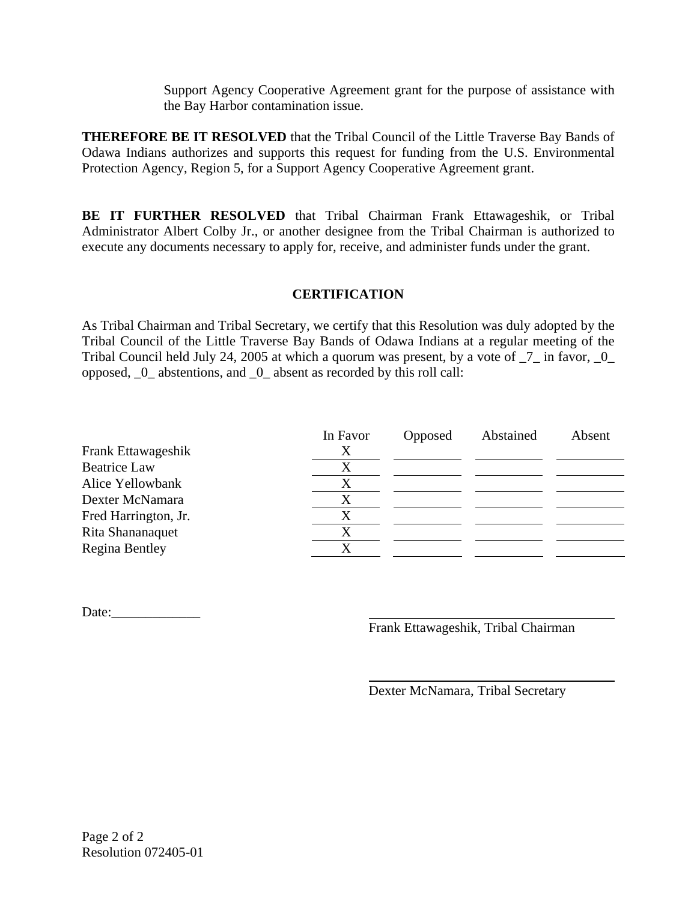Support Agency Cooperative Agreement grant for the purpose of assistance with the Bay Harbor contamination issue.

**THEREFORE BE IT RESOLVED** that the Tribal Council of the Little Traverse Bay Bands of Odawa Indians authorizes and supports this request for funding from the U.S. Environmental Protection Agency, Region 5, for a Support Agency Cooperative Agreement grant.

**BE IT FURTHER RESOLVED** that Tribal Chairman Frank Ettawageshik, or Tribal Administrator Albert Colby Jr., or another designee from the Tribal Chairman is authorized to execute any documents necessary to apply for, receive, and administer funds under the grant.

## CERTIFICATION

As Tribal Chairman and Tribal Secretary, we certify that this Resolution was duly adopted by the Tribal Council of the Little Traverse Bay Bands of Odawa Indians at a regular meeting of the Tribal Council held July 24, 2005 at which a quorum was present, by a vote of _7_ in favor, _0_ opposed, _0_ abstentions, and _0_ absent as recorded by this roll call:

| | In Favor | Opposed | Abstained | Absent |
|---|---|---|---|---|
| Frank Ettawageshik | X | | | |
| Beatrice Law | X | | | |
| Alice Yellowbank | X | | | |
| Dexter McNamara | X | | | |
| Fred Harrington, Jr. | X | | | |
| Rita Shananaquet | X | | | |
| Regina Bentley | X | | | |

Date:_____________

_____________________________________
Frank Ettawageshik, Tribal Chairman

_____________________________________
Dexter McNamara, Tribal Secretary

Resolution 072405-01